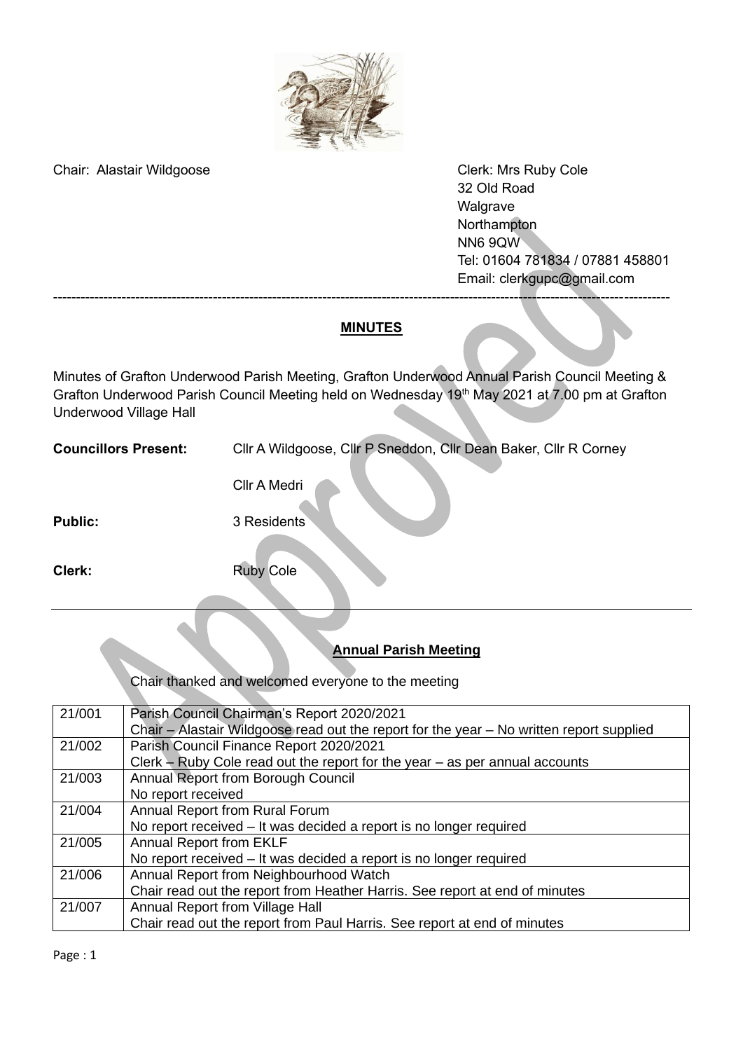Chair: Alastair Wildgoose

Clerk: Mrs Ruby Cole
32 Old Road
Walgrave
Northampton
NN6 9QW
Tel: 01604 781834 / 07881 458801
Email: clerkgupc@gmail.com

---

## MINUTES

Minutes of Grafton Underwood Parish Meeting, Grafton Underwood Annual Parish Council Meeting & Grafton Underwood Parish Council Meeting held on Wednesday 19th May 2021 at 7.00 pm at Grafton Underwood Village Hall

**Councillors Present:** Cllr A Wildgoose, Cllr P Sneddon, Cllr Dean Baker, Cllr R Corney

Cllr A Medri

**Public:** 3 Residents

**Clerk:** Ruby Cole

---

### Annual Parish Meeting

Chair thanked and welcomed everyone to the meeting

| | |
|---|---|
| 21/001 | Parish Council Chairman's Report 2020/2021<br>Chair – Alastair Wildgoose read out the report for the year – No written report supplied |
| 21/002 | Parish Council Finance Report 2020/2021<br>Clerk – Ruby Cole read out the report for the year – as per annual accounts |
| 21/003 | Annual Report from Borough Council<br>No report received |
| 21/004 | Annual Report from Rural Forum<br>No report received – It was decided a report is no longer required |
| 21/005 | Annual Report from EKLF<br>No report received – It was decided a report is no longer required |
| 21/006 | Annual Report from Neighbourhood Watch<br>Chair read out the report from Heather Harris. See report at end of minutes |
| 21/007 | Annual Report from Village Hall<br>Chair read out the report from Paul Harris. See report at end of minutes |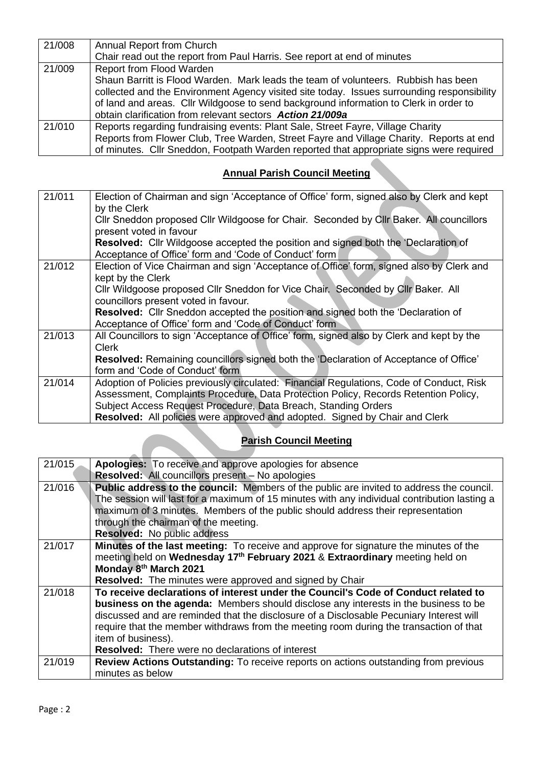| 21/008 | Annual Report from Church<br>Chair read out the report from Paul Harris. See report at end of minutes |
|---|---|
| 21/009 | Report from Flood Warden<br>Shaun Barritt is Flood Warden. Mark leads the team of volunteers. Rubbish has been collected and the Environment Agency visited site today. Issues surrounding responsibility of land and areas. Cllr Wildgoose to send background information to Clerk in order to obtain clarification from relevant sectors ***Action 21/009a*** |
| 21/010 | Reports regarding fundraising events: Plant Sale, Street Fayre, Village Charity<br>Reports from Flower Club, Tree Warden, Street Fayre and Village Charity. Reports at end of minutes. Cllr Sneddon, Footpath Warden reported that appropriate signs were required |

## Annual Parish Council Meeting

| 21/011 | Election of Chairman and sign 'Acceptance of Office' form, signed also by Clerk and kept by the Clerk<br>Cllr Sneddon proposed Cllr Wildgoose for Chair. Seconded by Cllr Baker. All councillors present voted in favour<br>**Resolved:** Cllr Wildgoose accepted the position and signed both the 'Declaration of Acceptance of Office' form and 'Code of Conduct' form |
|---|---|
| 21/012 | Election of Vice Chairman and sign 'Acceptance of Office' form, signed also by Clerk and kept by the Clerk<br>Cllr Wildgoose proposed Cllr Sneddon for Vice Chair. Seconded by Cllr Baker. All councillors present voted in favour.<br>**Resolved:** Cllr Sneddon accepted the position and signed both the 'Declaration of Acceptance of Office' form and 'Code of Conduct' form |
| 21/013 | All Councillors to sign 'Acceptance of Office' form, signed also by Clerk and kept by the Clerk<br>**Resolved:** Remaining councillors signed both the 'Declaration of Acceptance of Office' form and 'Code of Conduct' form |
| 21/014 | Adoption of Policies previously circulated: Financial Regulations, Code of Conduct, Risk Assessment, Complaints Procedure, Data Protection Policy, Records Retention Policy, Subject Access Request Procedure, Data Breach, Standing Orders<br>**Resolved:** All policies were approved and adopted. Signed by Chair and Clerk |

## Parish Council Meeting

| 21/015 | **Apologies:** To receive and approve apologies for absence<br>**Resolved:** All councillors present – No apologies |
|---|---|
| 21/016 | **Public address to the council:** Members of the public are invited to address the council. The session will last for a maximum of 15 minutes with any individual contribution lasting a maximum of 3 minutes. Members of the public should address their representation through the chairman of the meeting.<br>**Resolved:** No public address |
| 21/017 | **Minutes of the last meeting:** To receive and approve for signature the minutes of the meeting held on **Wednesday 17th February 2021** & **Extraordinary** meeting held on **Monday 8th March 2021**<br>**Resolved:** The minutes were approved and signed by Chair |
| 21/018 | **To receive declarations of interest under the Council's Code of Conduct related to business on the agenda:** Members should disclose any interests in the business to be discussed and are reminded that the disclosure of a Disclosable Pecuniary Interest will require that the member withdraws from the meeting room during the transaction of that item of business).<br>**Resolved:** There were no declarations of interest |
| 21/019 | **Review Actions Outstanding:** To receive reports on actions outstanding from previous minutes as below |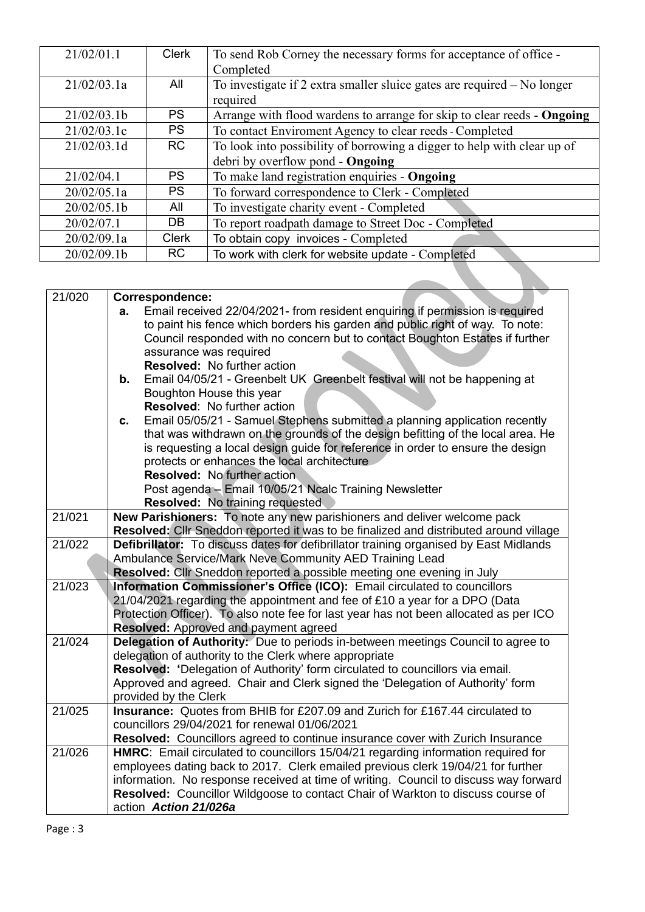| | | |
|---|---|---|
| 21/02/01.1 | Clerk | To send Rob Corney the necessary forms for acceptance of office - Completed |
| 21/02/03.1a | All | To investigate if 2 extra smaller sluice gates are required – No longer required |
| 21/02/03.1b | PS | Arrange with flood wardens to arrange for skip to clear reeds - **Ongoing** |
| 21/02/03.1c | PS | To contact Enviroment Agency to clear reeds - Completed |
| 21/02/03.1d | RC | To look into possibility of borrowing a digger to help with clear up of debri by overflow pond - **Ongoing** |
| 21/02/04.1 | PS | To make land registration enquiries - **Ongoing** |
| 20/02/05.1a | PS | To forward correspondence to Clerk - Completed |
| 20/02/05.1b | All | To investigate charity event - Completed |
| 20/02/07.1 | DB | To report roadpath damage to Street Doc - Completed |
| 20/02/09.1a | Clerk | To obtain copy invoices - Completed |
| 20/02/09.1b | RC | To work with clerk for website update - Completed |

| | |
|---|---|
| 21/020 | **Correspondence:**<br>**a.** Email received 22/04/2021- from resident enquiring if permission is required to paint his fence which borders his garden and public right of way. To note: Council responded with no concern but to contact Boughton Estates if further assurance was required<br>**Resolved:** No further action<br>**b.** Email 04/05/21 - Greenbelt UK Greenbelt festival will not be happening at Boughton House this year<br>**Resolved**: No further action<br>**c.** Email 05/05/21 - Samuel Stephens submitted a planning application recently that was withdrawn on the grounds of the design befitting of the local area. He is requesting a local design guide for reference in order to ensure the design protects or enhances the local architecture<br>**Resolved:** No further action<br>Post agenda – Email 10/05/21 Ncalc Training Newsletter<br>**Resolved:** No training requested |
| 21/021 | **New Parishioners:** To note any new parishioners and deliver welcome pack<br>**Resolved:** Cllr Sneddon reported it was to be finalized and distributed around village |
| 21/022 | **Defibrillator:** To discuss dates for defibrillator training organised by East Midlands Ambulance Service/Mark Neve Community AED Training Lead<br>**Resolved:** Cllr Sneddon reported a possible meeting one evening in July |
| 21/023 | **Information Commissioner's Office (ICO):** Email circulated to councillors 21/04/2021 regarding the appointment and fee of £10 a year for a DPO (Data Protection Officer). To also note fee for last year has not been allocated as per ICO<br>**Resolved:** Approved and payment agreed |
| 21/024 | **Delegation of Authority:** Due to periods in-between meetings Council to agree to delegation of authority to the Clerk where appropriate<br>**Resolved:** 'Delegation of Authority' form circulated to councillors via email. Approved and agreed. Chair and Clerk signed the 'Delegation of Authority' form provided by the Clerk |
| 21/025 | **Insurance:** Quotes from BHIB for £207.09 and Zurich for £167.44 circulated to councillors 29/04/2021 for renewal 01/06/2021<br>**Resolved:** Councillors agreed to continue insurance cover with Zurich Insurance |
| 21/026 | **HMRC**: Email circulated to councillors 15/04/21 regarding information required for employees dating back to 2017. Clerk emailed previous clerk 19/04/21 for further information. No response received at time of writing. Council to discuss way forward<br>**Resolved:** Councillor Wildgoose to contact Chair of Warkton to discuss course of action ***Action 21/026a*** |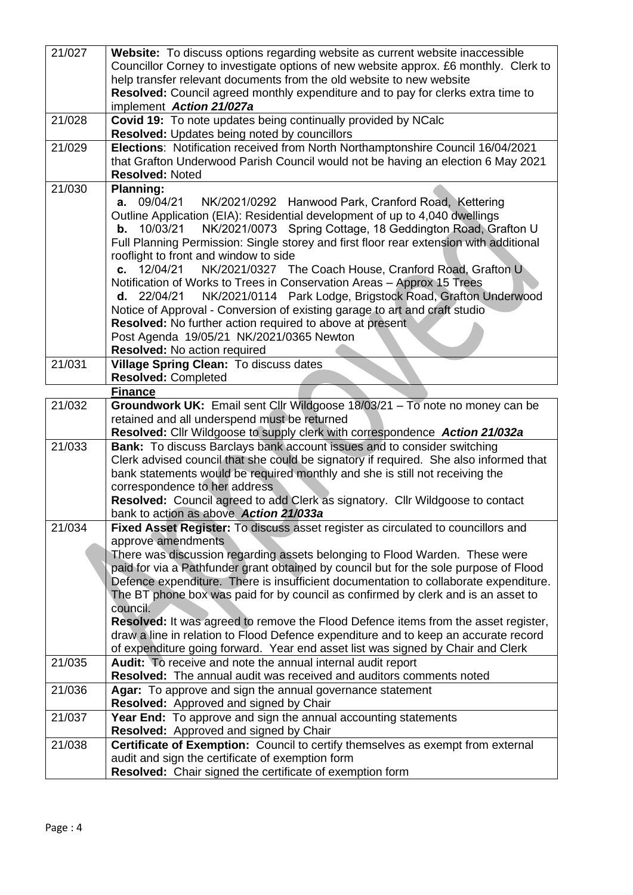| | |
|---|---|
| 21/027 | **Website:** To discuss options regarding website as current website inaccessible<br>Councillor Corney to investigate options of new website approx. £6 monthly. Clerk to help transfer relevant documents from the old website to new website<br>**Resolved:** Council agreed monthly expenditure and to pay for clerks extra time to implement ***Action 21/027a*** |
| 21/028 | **Covid 19:** To note updates being continually provided by NCalc<br>**Resolved:** Updates being noted by councillors |
| 21/029 | **Elections**: Notification received from North Northamptonshire Council 16/04/2021 that Grafton Underwood Parish Council would not be having an election 6 May 2021<br>**Resolved:** Noted |
| 21/030 | **Planning:**<br>**a.** 09/04/21 NK/2021/0292 Hanwood Park, Cranford Road, Kettering<br>Outline Application (EIA): Residential development of up to 4,040 dwellings<br>**b.** 10/03/21 NK/2021/0073 Spring Cottage, 18 Geddington Road, Grafton U<br>Full Planning Permission: Single storey and first floor rear extension with additional rooflight to front and window to side<br>**c.** 12/04/21 NK/2021/0327 The Coach House, Cranford Road, Grafton U<br>Notification of Works to Trees in Conservation Areas – Approx 15 Trees<br>**d.** 22/04/21 NK/2021/0114 Park Lodge, Brigstock Road, Grafton Underwood<br>Notice of Approval - Conversion of existing garage to art and craft studio<br>**Resolved:** No further action required to above at present<br>Post Agenda 19/05/21 NK/2021/0365 Newton<br>**Resolved:** No action required |
| 21/031 | **Village Spring Clean:** To discuss dates<br>**Resolved:** Completed |
| | **Finance** |
| 21/032 | **Groundwork UK:** Email sent Cllr Wildgoose 18/03/21 – To note no money can be retained and all underspend must be returned<br>**Resolved:** Cllr Wildgoose to supply clerk with correspondence ***Action 21/032a*** |
| 21/033 | **Bank:** To discuss Barclays bank account issues and to consider switching<br>Clerk advised council that she could be signatory if required. She also informed that bank statements would be required monthly and she is still not receiving the correspondence to her address<br>**Resolved:** Council agreed to add Clerk as signatory. Cllr Wildgoose to contact bank to action as above ***Action 21/033a*** |
| 21/034 | **Fixed Asset Register:** To discuss asset register as circulated to councillors and approve amendments<br>There was discussion regarding assets belonging to Flood Warden. These were paid for via a Pathfunder grant obtained by council but for the sole purpose of Flood Defence expenditure. There is insufficient documentation to collaborate expenditure. The BT phone box was paid for by council as confirmed by clerk and is an asset to council.<br>**Resolved:** It was agreed to remove the Flood Defence items from the asset register, draw a line in relation to Flood Defence expenditure and to keep an accurate record of expenditure going forward. Year end asset list was signed by Chair and Clerk |
| 21/035 | **Audit:** To receive and note the annual internal audit report<br>**Resolved:** The annual audit was received and auditors comments noted |
| 21/036 | **Agar:** To approve and sign the annual governance statement<br>**Resolved:** Approved and signed by Chair |
| 21/037 | **Year End:** To approve and sign the annual accounting statements<br>**Resolved:** Approved and signed by Chair |
| 21/038 | **Certificate of Exemption:** Council to certify themselves as exempt from external audit and sign the certificate of exemption form<br>**Resolved:** Chair signed the certificate of exemption form |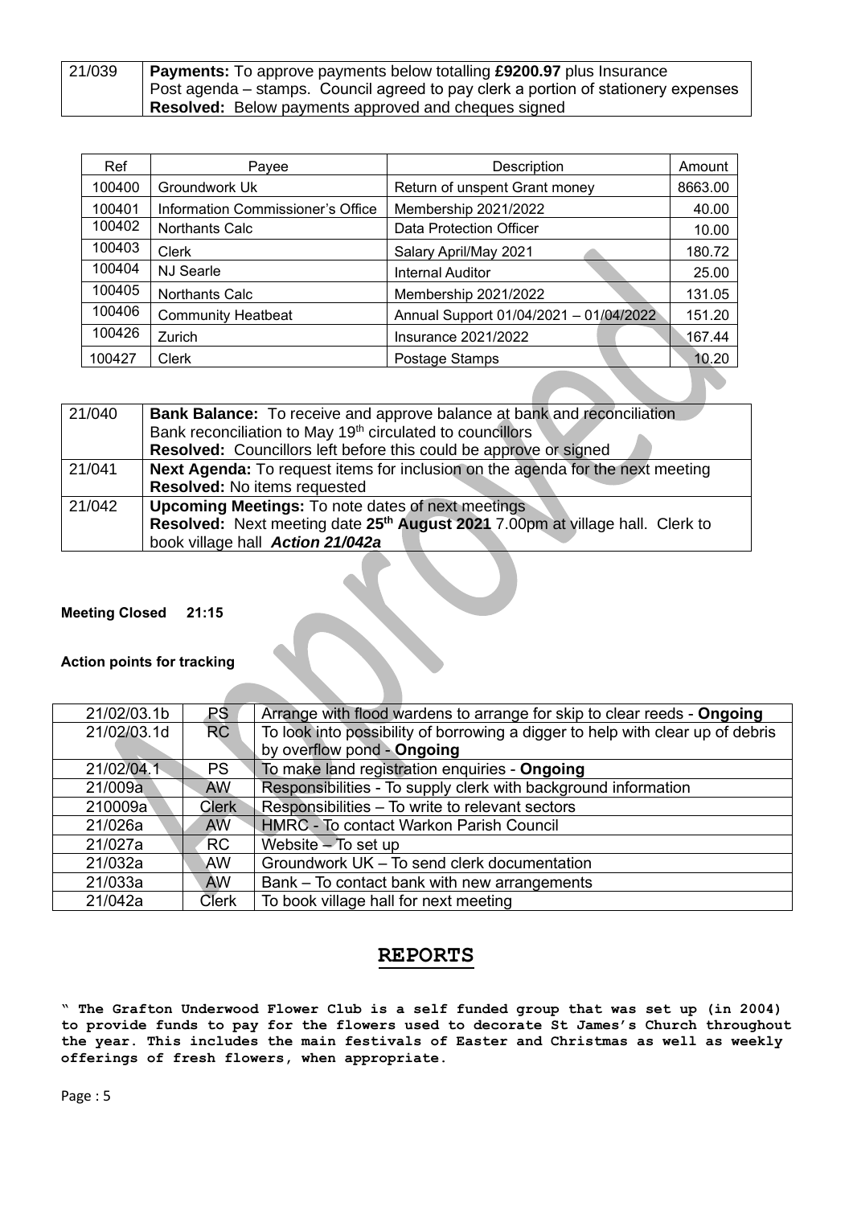| 21/039 | **Payments:** To approve payments below totalling **£9200.97** plus Insurance<br>Post agenda – stamps. Council agreed to pay clerk a portion of stationery expenses<br>**Resolved:** Below payments approved and cheques signed |
|---|---|

| Ref | Payee | Description | Amount |
|---|---|---|---|
| 100400 | Groundwork Uk | Return of unspent Grant money | 8663.00 |
| 100401 | Information Commissioner's Office | Membership 2021/2022 | 40.00 |
| 100402 | Northants Calc | Data Protection Officer | 10.00 |
| 100403 | Clerk | Salary April/May 2021 | 180.72 |
| 100404 | NJ Searle | Internal Auditor | 25.00 |
| 100405 | Northants Calc | Membership 2021/2022 | 131.05 |
| 100406 | Community Heatbeat | Annual Support 01/04/2021 – 01/04/2022 | 151.20 |
| 100426 | Zurich | Insurance 2021/2022 | 167.44 |
| 100427 | Clerk | Postage Stamps | 10.20 |

| 21/040 | **Bank Balance:** To receive and approve balance at bank and reconciliation<br>Bank reconciliation to May 19th circulated to councillors<br>**Resolved:** Councillors left before this could be approve or signed |
|---|---|
| 21/041 | **Next Agenda:** To request items for inclusion on the agenda for the next meeting<br>**Resolved:** No items requested |
| 21/042 | **Upcoming Meetings:** To note dates of next meetings<br>**Resolved:** Next meeting date **25th August 2021** 7.00pm at village hall. Clerk to book village hall ***Action 21/042a*** |

**Meeting Closed 21:15**

**Action points for tracking**

| | | |
|---|---|---|
| 21/02/03.1b | PS | Arrange with flood wardens to arrange for skip to clear reeds - **Ongoing** |
| 21/02/03.1d | RC | To look into possibility of borrowing a digger to help with clear up of debris by overflow pond - **Ongoing** |
| 21/02/04.1 | PS | To make land registration enquiries - **Ongoing** |
| 21/009a | AW | Responsibilities - To supply clerk with background information |
| 210009a | Clerk | Responsibilities – To write to relevant sectors |
| 21/026a | AW | HMRC - To contact Warkon Parish Council |
| 21/027a | RC | Website – To set up |
| 21/032a | AW | Groundwork UK – To send clerk documentation |
| 21/033a | AW | Bank – To contact bank with new arrangements |
| 21/042a | Clerk | To book village hall for next meeting |

## REPORTS

**" The Grafton Underwood Flower Club is a self funded group that was set up (in 2004) to provide funds to pay for the flowers used to decorate St James's Church throughout the year. This includes the main festivals of Easter and Christmas as well as weekly offerings of fresh flowers, when appropriate.**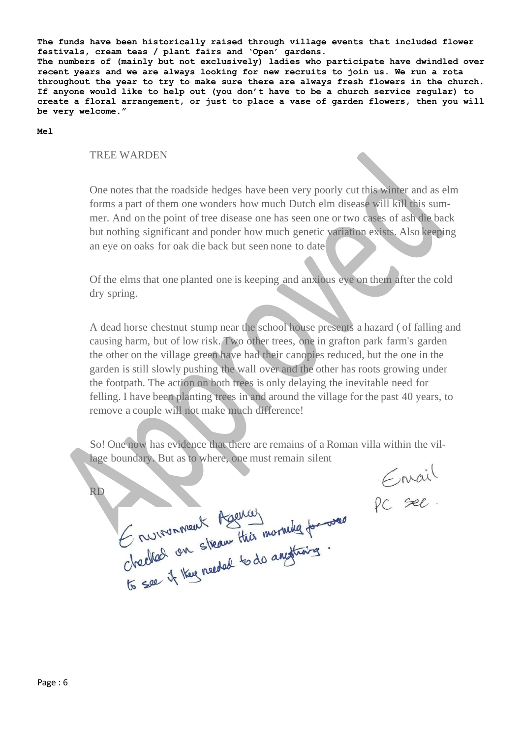**The funds have been historically raised through village events that included flower festivals, cream teas / plant fairs and 'Open' gardens.**
**The numbers of (mainly but not exclusively) ladies who participate have dwindled over recent years and we are always looking for new recruits to join us. We run a rota throughout the year to try to make sure there are always fresh flowers in the church. If anyone would like to help out (you don't have to be a church service regular) to create a floral arrangement, or just to place a vase of garden flowers, then you will be very welcome."**

**Mel**

TREE WARDEN

One notes that the roadside hedges have been very poorly cut this winter and as elm forms a part of them one wonders how much Dutch elm disease will kill this summer. And on the point of tree disease one has seen one or two cases of ash die back but nothing significant and ponder how much genetic variation exists. Also keeping an eye on oaks for oak die back but seen none to date

Of the elms that one planted one is keeping and anxious eye on them after the cold dry spring.

A dead horse chestnut stump near the school house presents a hazard ( of falling and causing harm, but of low risk. Two other trees, one in grafton park farm's garden the other on the village green have had their canopies reduced, but the one in the garden is still slowly pushing the wall over and the other has roots growing under the footpath. The action on both trees is only delaying the inevitable need for felling. I have been planting trees in and around the village for the past 40 years, to remove a couple will not make much difference!

So! One now has evidence that there are remains of a Roman villa within the village boundary. But as to where, one must remain silent

RD

Email
PC see.

Environment Agency checked on stream this morning for ... to see if they needed to do anything.

Approved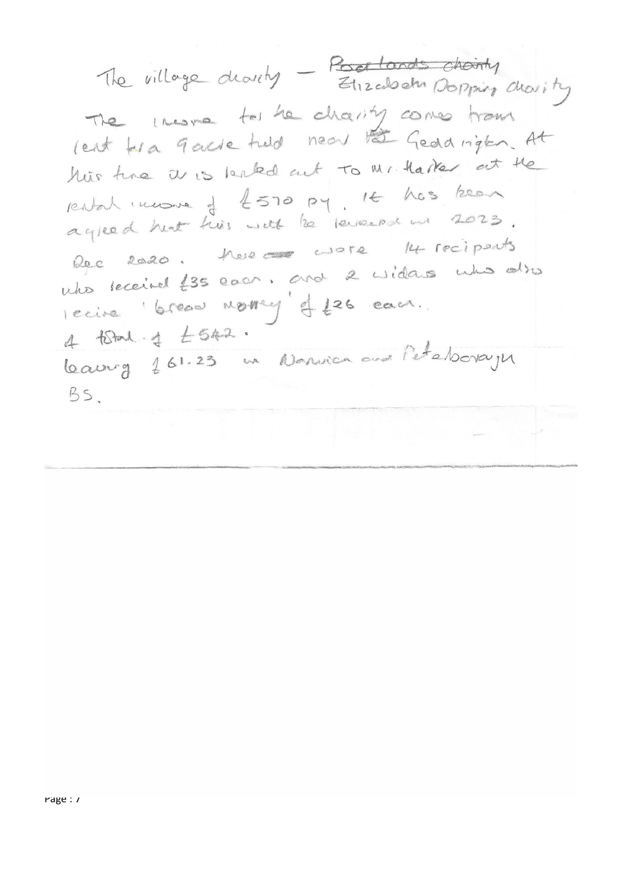The village charity — ~~Poorlands charity~~ Elizabeth Dopping charity

The income for the charity comes from rent for a grass field near ~~the~~ Geddington. At this time it is rented out to Mr. Harker at the rental income of £570 py. It has been agreed that this will be reviewed in 2023.

Dec 2020. There were 14 recipients who received £35 each, and 2 widows who also receive 'bread money' of £26 each.

A total of £542.

leaving £61.23 in Norwich and Peterborough BS.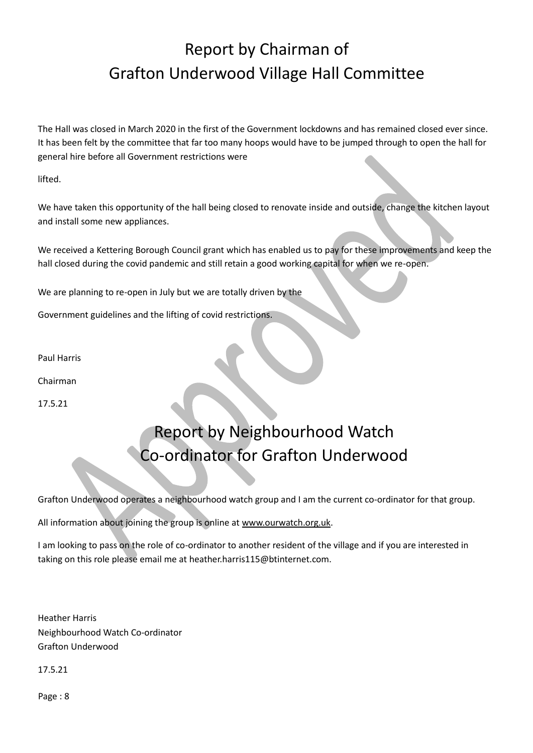# Report by Chairman of Grafton Underwood Village Hall Committee

The Hall was closed in March 2020 in the first of the Government lockdowns and has remained closed ever since. It has been felt by the committee that far too many hoops would have to be jumped through to open the hall for general hire before all Government restrictions were

lifted.

We have taken this opportunity of the hall being closed to renovate inside and outside, change the kitchen layout and install some new appliances.

We received a Kettering Borough Council grant which has enabled us to pay for these improvements and keep the hall closed during the covid pandemic and still retain a good working capital for when we re-open.

We are planning to re-open in July but we are totally driven by the

Government guidelines and the lifting of covid restrictions.

Paul Harris

Chairman

17.5.21

# Report by Neighbourhood Watch Co-ordinator for Grafton Underwood

Grafton Underwood operates a neighbourhood watch group and I am the current co-ordinator for that group.

All information about joining the group is online at www.ourwatch.org.uk.

I am looking to pass on the role of co-ordinator to another resident of the village and if you are interested in taking on this role please email me at heather.harris115@btinternet.com.

Heather Harris
Neighbourhood Watch Co-ordinator
Grafton Underwood

17.5.21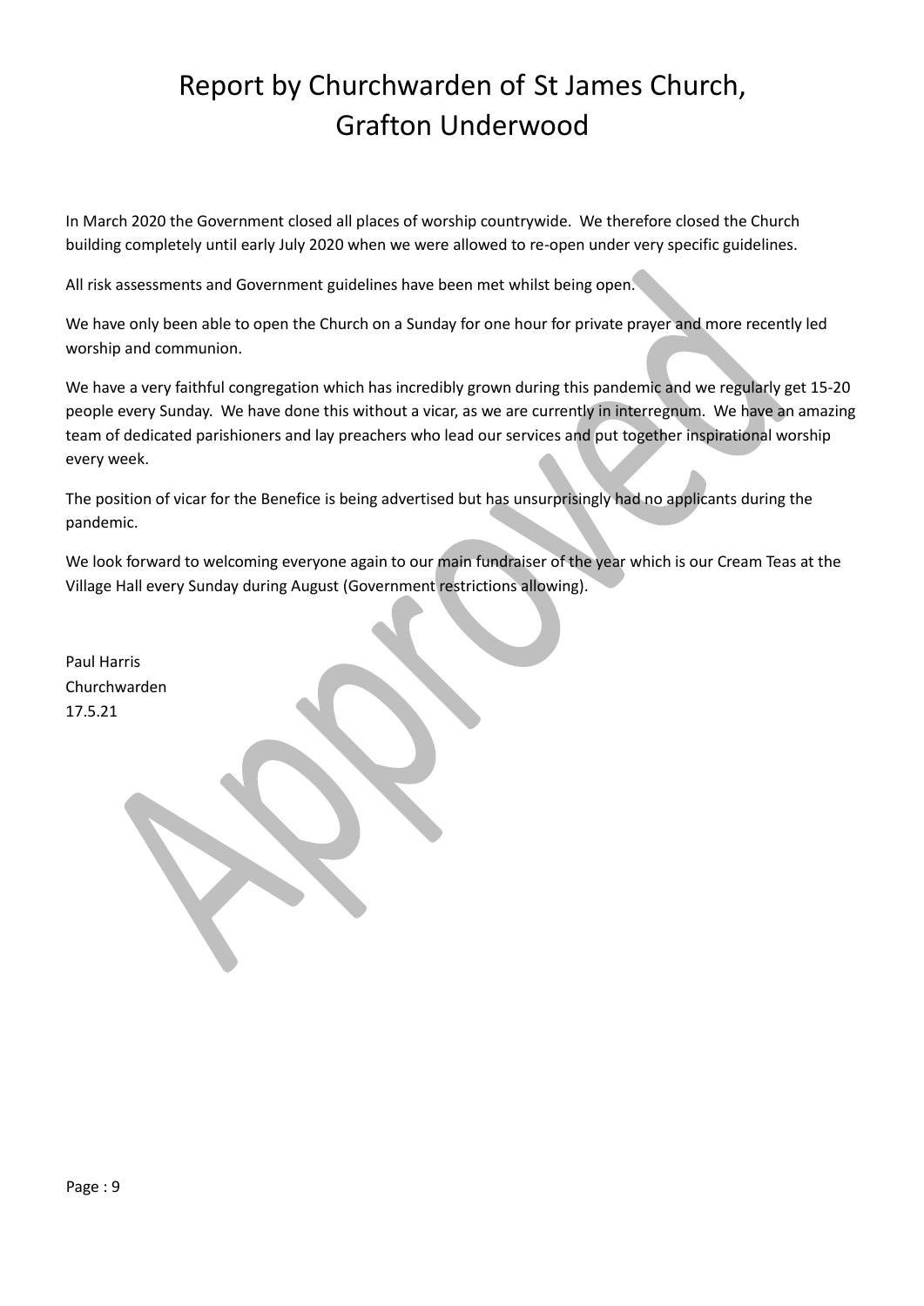# Report by Churchwarden of St James Church, Grafton Underwood

In March 2020 the Government closed all places of worship countrywide. We therefore closed the Church building completely until early July 2020 when we were allowed to re-open under very specific guidelines.

All risk assessments and Government guidelines have been met whilst being open.

We have only been able to open the Church on a Sunday for one hour for private prayer and more recently led worship and communion.

We have a very faithful congregation which has incredibly grown during this pandemic and we regularly get 15-20 people every Sunday. We have done this without a vicar, as we are currently in interregnum. We have an amazing team of dedicated parishioners and lay preachers who lead our services and put together inspirational worship every week.

The position of vicar for the Benefice is being advertised but has unsurprisingly had no applicants during the pandemic.

We look forward to welcoming everyone again to our main fundraiser of the year which is our Cream Teas at the Village Hall every Sunday during August (Government restrictions allowing).

Paul Harris
Churchwarden
17.5.21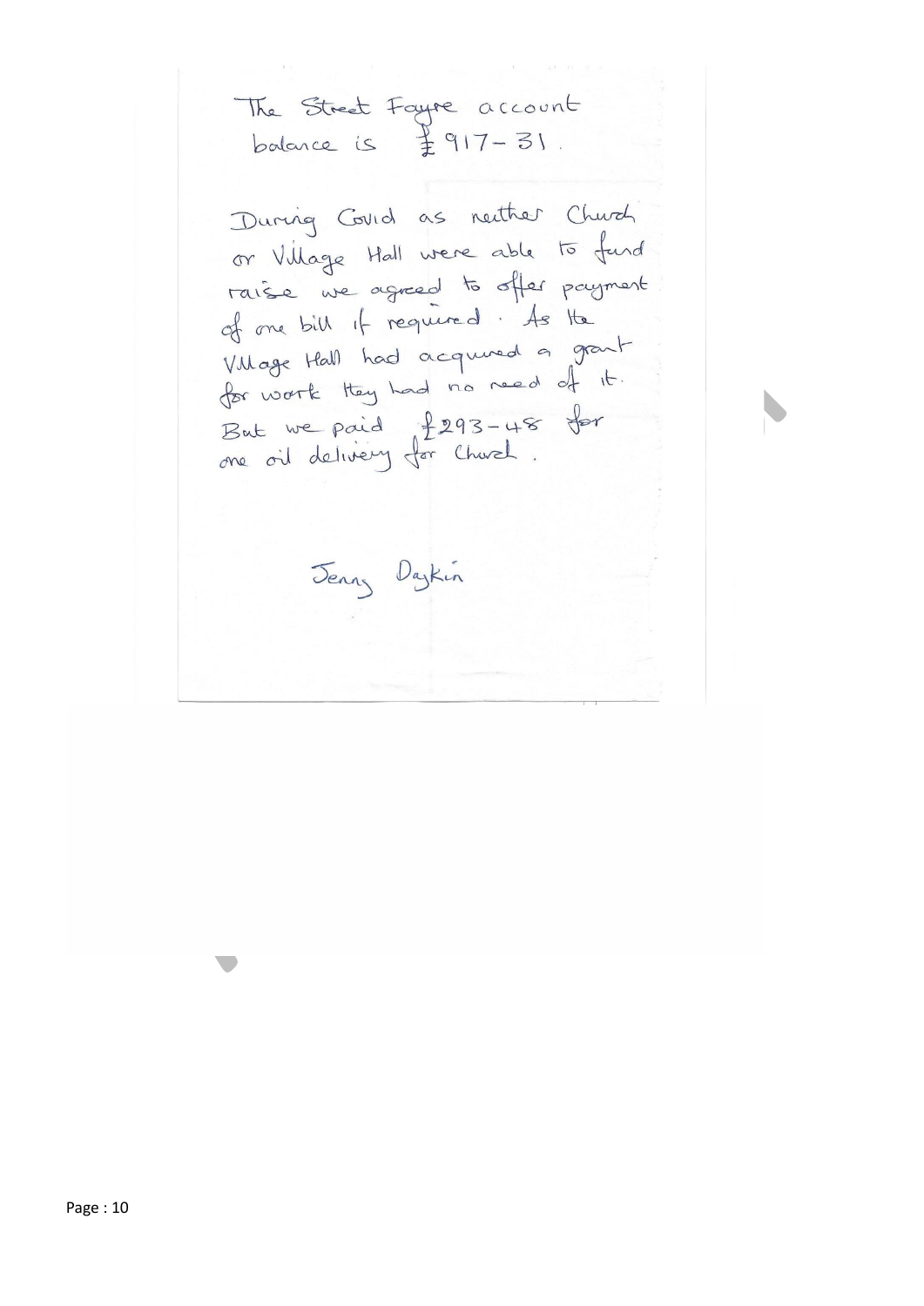The Street Fayre account balance is £917-31.

During Covid as neither Church or Village Hall were able to fund raise we agreed to offer payment of one bill if required. As the Village Hall had acquired a grant for work they had no need of it. But we paid £293-48 for one oil delivery for Church.

Jenny Daykin